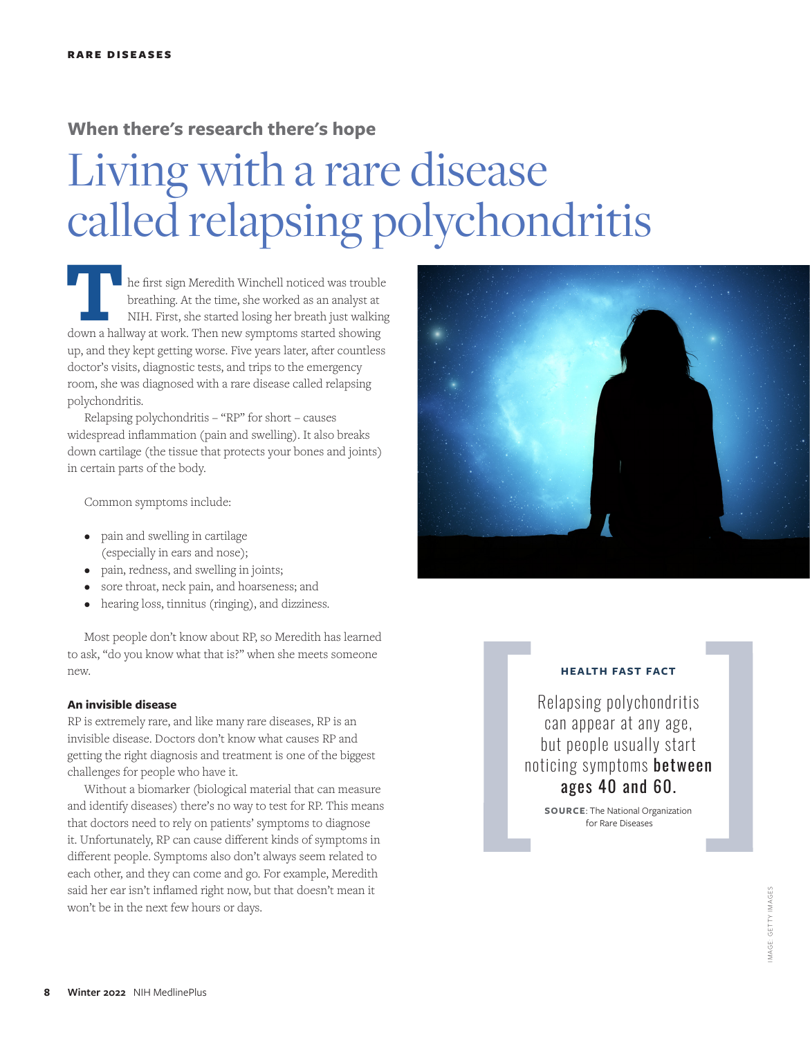RARE DISEASES

### When there's research there's hope

# Living with a rare disease called relapsing polychondritis

The first sign Meredith Winchell noticed was trouble breathing. At the time, she worked as an analyst at NIH. First, she started losing her breath just walking down a hallway at work. Then new symptoms started showing up, and they kept getting worse. Five years later, after countless doctor's visits, diagnostic tests, and trips to the emergency room, she was diagnosed with a rare disease called relapsing polychondritis.

Relapsing polychondritis – "RP" for short – causes widespread inflammation (pain and swelling). It also breaks down cartilage (the tissue that protects your bones and joints) in certain parts of the body.

Common symptoms include:

- pain and swelling in cartilage (especially in ears and nose);
- pain, redness, and swelling in joints;
- sore throat, neck pain, and hoarseness; and
- hearing loss, tinnitus (ringing), and dizziness.

Most people don't know about RP, so Meredith has learned to ask, "do you know what that is?" when she meets someone new.

**An invisible disease**

RP is extremely rare, and like many rare diseases, RP is an invisible disease. Doctors don't know what causes RP and getting the right diagnosis and treatment is one of the biggest challenges for people who have it.

Without a biomarker (biological material that can measure and identify diseases) there's no way to test for RP. This means that doctors need to rely on patients' symptoms to diagnose it. Unfortunately, RP can cause different kinds of symptoms in different people. Symptoms also don't always seem related to each other, and they can come and go. For example, Meredith said her ear isn't inflamed right now, but that doesn't mean it won't be in the next few hours or days.

**HEALTH FAST FACT**

Relapsing polychondritis can appear at any age, but people usually start noticing symptoms **between ages 40 and 60.**

**SOURCE**: The National Organization for Rare Diseases

IMAGE: GETTY IMAGES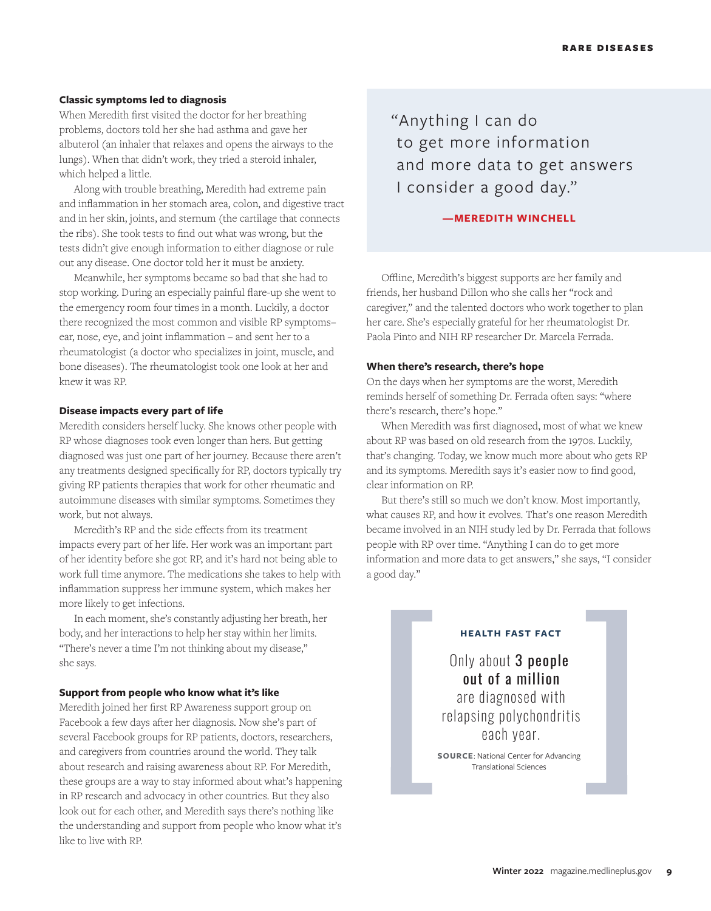### Classic symptoms led to diagnosis

When Meredith first visited the doctor for her breathing problems, doctors told her she had asthma and gave her albuterol (an inhaler that relaxes and opens the airways to the lungs). When that didn't work, they tried a steroid inhaler, which helped a little.

Along with trouble breathing, Meredith had extreme pain and inflammation in her stomach area, colon, and digestive tract and in her skin, joints, and sternum (the cartilage that connects the ribs). She took tests to find out what was wrong, but the tests didn't give enough information to either diagnose or rule out any disease. One doctor told her it must be anxiety.

Meanwhile, her symptoms became so bad that she had to stop working. During an especially painful flare-up she went to the emergency room four times in a month. Luckily, a doctor there recognized the most common and visible RP symptoms–ear, nose, eye, and joint inflammation – and sent her to a rheumatologist (a doctor who specializes in joint, muscle, and bone diseases). The rheumatologist took one look at her and knew it was RP.

### Disease impacts every part of life

Meredith considers herself lucky. She knows other people with RP whose diagnoses took even longer than hers. But getting diagnosed was just one part of her journey. Because there aren't any treatments designed specifically for RP, doctors typically try giving RP patients therapies that work for other rheumatic and autoimmune diseases with similar symptoms. Sometimes they work, but not always.

Meredith's RP and the side effects from its treatment impacts every part of her life. Her work was an important part of her identity before she got RP, and it's hard not being able to work full time anymore. The medications she takes to help with inflammation suppress her immune system, which makes her more likely to get infections.

In each moment, she's constantly adjusting her breath, her body, and her interactions to help her stay within her limits. "There's never a time I'm not thinking about my disease," she says.

### Support from people who know what it's like

Meredith joined her first RP Awareness support group on Facebook a few days after her diagnosis. Now she's part of several Facebook groups for RP patients, doctors, researchers, and caregivers from countries around the world. They talk about research and raising awareness about RP. For Meredith, these groups are a way to stay informed about what's happening in RP research and advocacy in other countries. But they also look out for each other, and Meredith says there's nothing like the understanding and support from people who know what it's like to live with RP.

> "Anything I can do to get more information and more data to get answers I consider a good day."
>
> **—MEREDITH WINCHELL**

Offline, Meredith's biggest supports are her family and friends, her husband Dillon who she calls her "rock and caregiver," and the talented doctors who work together to plan her care. She's especially grateful for her rheumatologist Dr. Paola Pinto and NIH RP researcher Dr. Marcela Ferrada.

### When there's research, there's hope

On the days when her symptoms are the worst, Meredith reminds herself of something Dr. Ferrada often says: "where there's research, there's hope."

When Meredith was first diagnosed, most of what we knew about RP was based on old research from the 1970s. Luckily, that's changing. Today, we know much more about who gets RP and its symptoms. Meredith says it's easier now to find good, clear information on RP.

But there's still so much we don't know. Most importantly, what causes RP, and how it evolves. That's one reason Meredith became involved in an NIH study led by Dr. Ferrada that follows people with RP over time. "Anything I can do to get more information and more data to get answers," she says, "I consider a good day."

**HEALTH FAST FACT**

Only about **3 people out of a million** are diagnosed with relapsing polychondritis each year.

**SOURCE**: National Center for Advancing Translational Sciences